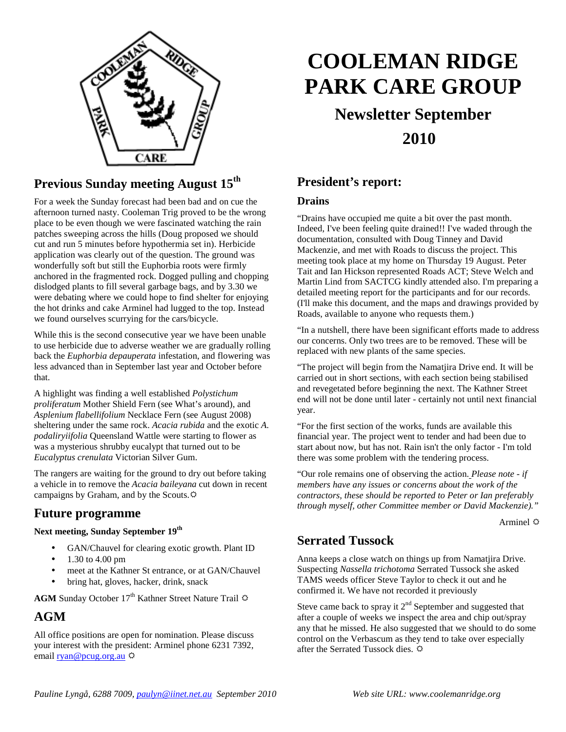# COOLEMAN RIDGE PARK CARE GROUP

## Newsletter September 2010

## Previous Sunday meeting August 15th

For a week the Sunday forecast had been bad and on cue the afternoon turned nasty. Cooleman Trig proved to be the wrong place to be even though we were fascinated watching the rain patches sweeping across the hills (Doug proposed we should cut and run 5 minutes before hypothermia set in). Herbicide application was clearly out of the question. The ground was wonderfully soft but still the Euphorbia roots were firmly anchored in the fragmented rock. Dogged pulling and chopping dislodged plants to fill several garbage bags, and by 3.30 we were debating where we could hope to find shelter for enjoying the hot drinks and cake Arminel had lugged to the top. Instead we found ourselves scurrying for the cars/bicycle.

While this is the second consecutive year we have been unable to use herbicide due to adverse weather we are gradually rolling back the *Euphorbia depauperata* infestation, and flowering was less advanced than in September last year and October before that.

A highlight was finding a well established *Polystichum proliferatum* Mother Shield Fern (see What's around), and *Asplenium flabellifolium* Necklace Fern (see August 2008) sheltering under the same rock. *Acacia rubida* and the exotic *A. podaliryiifolia* Queensland Wattle were starting to flower as was a mysterious shrubby eucalypt that turned out to be *Eucalyptus crenulata* Victorian Silver Gum.

The rangers are waiting for the ground to dry out before taking a vehicle in to remove the *Acacia baileyana* cut down in recent campaigns by Graham, and by the Scouts. ☼

## Future programme

**Next meeting, Sunday September 19th**

- GAN/Chauvel for clearing exotic growth. Plant ID
- 1.30 to 4.00 pm
- meet at the Kathner St entrance, or at GAN/Chauvel
- bring hat, gloves, hacker, drink, snack

**AGM** Sunday October 17th Kathner Street Nature Trail ☼

## AGM

All office positions are open for nomination. Please discuss your interest with the president: Arminel phone 6231 7392, email ryan@pcug.org.au ☼

## President's report:

### Drains

"Drains have occupied me quite a bit over the past month. Indeed, I've been feeling quite drained!! I've waded through the documentation, consulted with Doug Tinney and David Mackenzie, and met with Roads to discuss the project. This meeting took place at my home on Thursday 19 August. Peter Tait and Ian Hickson represented Roads ACT; Steve Welch and Martin Lind from SACTCG kindly attended also. I'm preparing a detailed meeting report for the participants and for our records. (I'll make this document, and the maps and drawings provided by Roads, available to anyone who requests them.)

"In a nutshell, there have been significant efforts made to address our concerns. Only two trees are to be removed. These will be replaced with new plants of the same species.

"The project will begin from the Namatjira Drive end. It will be carried out in short sections, with each section being stabilised and revegetated before beginning the next. The Kathner Street end will not be done until later - certainly not until next financial year.

"For the first section of the works, funds are available this financial year. The project went to tender and had been due to start about now, but has not. Rain isn't the only factor - I'm told there was some problem with the tendering process.

"Our role remains one of observing the action. *Please note - if members have any issues or concerns about the work of the contractors, these should be reported to Peter or Ian preferably through myself, other Committee member or David Mackenzie)."*

Arminel ☼

## Serrated Tussock

Anna keeps a close watch on things up from Namatjira Drive. Suspecting *Nassella trichotoma* Serrated Tussock she asked TAMS weeds officer Steve Taylor to check it out and he confirmed it. We have not recorded it previously

Steve came back to spray it 2nd September and suggested that after a couple of weeks we inspect the area and chip out/spray any that he missed. He also suggested that we should to do some control on the Verbascum as they tend to take over especially after the Serrated Tussock dies. ☼

*Pauline Lyngå, 6288 7009, paulyn@iinet.net.au September 2010* *Web site URL: www.coolemanridge.org*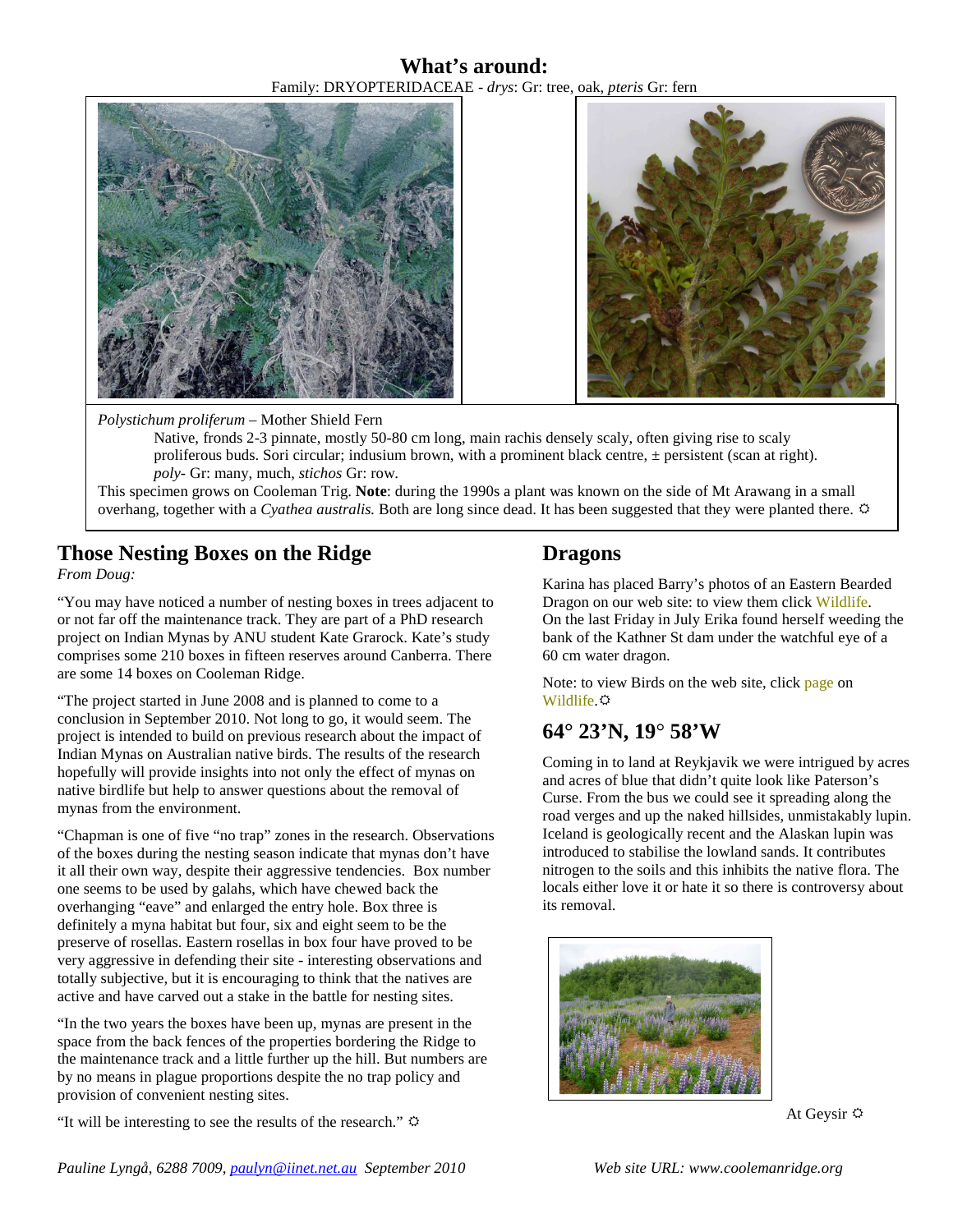# What's around:

Family: DRYOPTERIDACEAE - *drys*: Gr: tree, oak, *pteris* Gr: fern

*Polystichum proliferum* – Mother Shield Fern

Native, fronds 2-3 pinnate, mostly 50-80 cm long, main rachis densely scaly, often giving rise to scaly proliferous buds. Sori circular; indusium brown, with a prominent black centre, ± persistent (scan at right). *poly*- Gr: many, much, *stichos* Gr: row.

This specimen grows on Cooleman Trig. **Note**: during the 1990s a plant was known on the side of Mt Arawang in a small overhang, together with a *Cyathea australis.* Both are long since dead. It has been suggested that they were planted there. ☼

## Those Nesting Boxes on the Ridge

*From Doug:*

"You may have noticed a number of nesting boxes in trees adjacent to or not far off the maintenance track. They are part of a PhD research project on Indian Mynas by ANU student Kate Grarock. Kate's study comprises some 210 boxes in fifteen reserves around Canberra. There are some 14 boxes on Cooleman Ridge.

"The project started in June 2008 and is planned to come to a conclusion in September 2010. Not long to go, it would seem. The project is intended to build on previous research about the impact of Indian Mynas on Australian native birds. The results of the research hopefully will provide insights into not only the effect of mynas on native birdlife but help to answer questions about the removal of mynas from the environment.

"Chapman is one of five "no trap" zones in the research. Observations of the boxes during the nesting season indicate that mynas don't have it all their own way, despite their aggressive tendencies. Box number one seems to be used by galahs, which have chewed back the overhanging "eave" and enlarged the entry hole. Box three is definitely a myna habitat but four, six and eight seem to be the preserve of rosellas. Eastern rosellas in box four have proved to be very aggressive in defending their site - interesting observations and totally subjective, but it is encouraging to think that the natives are active and have carved out a stake in the battle for nesting sites.

"In the two years the boxes have been up, mynas are present in the space from the back fences of the properties bordering the Ridge to the maintenance track and a little further up the hill. But numbers are by no means in plague proportions despite the no trap policy and provision of convenient nesting sites.

"It will be interesting to see the results of the research." ☼

## Dragons

Karina has placed Barry's photos of an Eastern Bearded Dragon on our web site: to view them click Wildlife.

On the last Friday in July Erika found herself weeding the bank of the Kathner St dam under the watchful eye of a 60 cm water dragon.

Note: to view Birds on the web site, click page on Wildlife.☼

## 64° 23'N, 19° 58'W

Coming in to land at Reykjavik we were intrigued by acres and acres of blue that didn't quite look like Paterson's Curse. From the bus we could see it spreading along the road verges and up the naked hillsides, unmistakably lupin. Iceland is geologically recent and the Alaskan lupin was introduced to stabilise the lowland sands. It contributes nitrogen to the soils and this inhibits the native flora. The locals either love it or hate it so there is controversy about its removal.

At Geysir ☼

*Pauline Lyngå, 6288 7009, paulyn@iinet.net.au September 2010*

*Web site URL: www.coolemanridge.org*